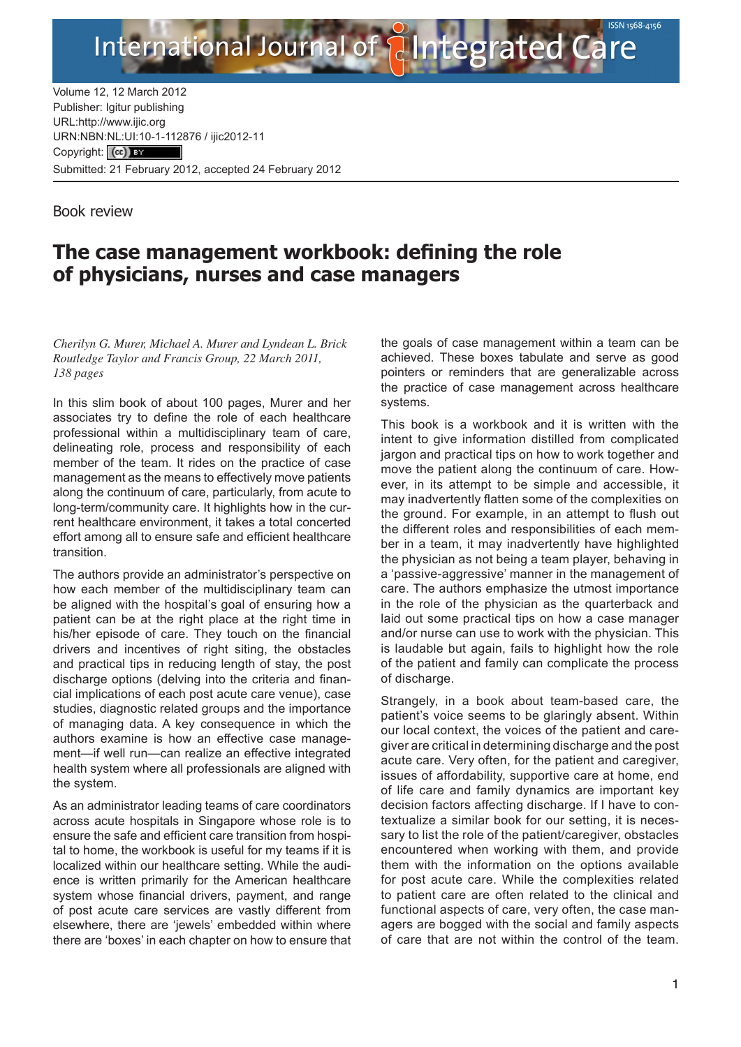Volume 12, 12 March 2012
Publisher: Igitur publishing
URL:http://www.ijic.org
URN:NBN:NL:UI:10-1-112876 / ijic2012-11
Copyright: (cc) BY
Submitted: 21 February 2012, accepted 24 February 2012

Book review

# The case management workbook: defining the role of physicians, nurses and case managers

*Cherilyn G. Murer, Michael A. Murer and Lyndean L. Brick*
*Routledge Taylor and Francis Group, 22 March 2011, 138 pages*

In this slim book of about 100 pages, Murer and her associates try to define the role of each healthcare professional within a multidisciplinary team of care, delineating role, process and responsibility of each member of the team. It rides on the practice of case management as the means to effectively move patients along the continuum of care, particularly, from acute to long-term/community care. It highlights how in the current healthcare environment, it takes a total concerted effort among all to ensure safe and efficient healthcare transition.

The authors provide an administrator's perspective on how each member of the multidisciplinary team can be aligned with the hospital's goal of ensuring how a patient can be at the right place at the right time in his/her episode of care. They touch on the financial drivers and incentives of right siting, the obstacles and practical tips in reducing length of stay, the post discharge options (delving into the criteria and financial implications of each post acute care venue), case studies, diagnostic related groups and the importance of managing data. A key consequence in which the authors examine is how an effective case management—if well run—can realize an effective integrated health system where all professionals are aligned with the system.

As an administrator leading teams of care coordinators across acute hospitals in Singapore whose role is to ensure the safe and efficient care transition from hospital to home, the workbook is useful for my teams if it is localized within our healthcare setting. While the audience is written primarily for the American healthcare system whose financial drivers, payment, and range of post acute care services are vastly different from elsewhere, there are 'jewels' embedded within where there are 'boxes' in each chapter on how to ensure that the goals of case management within a team can be achieved. These boxes tabulate and serve as good pointers or reminders that are generalizable across the practice of case management across healthcare systems.

This book is a workbook and it is written with the intent to give information distilled from complicated jargon and practical tips on how to work together and move the patient along the continuum of care. However, in its attempt to be simple and accessible, it may inadvertently flatten some of the complexities on the ground. For example, in an attempt to flush out the different roles and responsibilities of each member in a team, it may inadvertently have highlighted the physician as not being a team player, behaving in a 'passive-aggressive' manner in the management of care. The authors emphasize the utmost importance in the role of the physician as the quarterback and laid out some practical tips on how a case manager and/or nurse can use to work with the physician. This is laudable but again, fails to highlight how the role of the patient and family can complicate the process of discharge.

Strangely, in a book about team-based care, the patient's voice seems to be glaringly absent. Within our local context, the voices of the patient and caregiver are critical in determining discharge and the post acute care. Very often, for the patient and caregiver, issues of affordability, supportive care at home, end of life care and family dynamics are important key decision factors affecting discharge. If I have to contextualize a similar book for our setting, it is necessary to list the role of the patient/caregiver, obstacles encountered when working with them, and provide them with the information on the options available for post acute care. While the complexities related to patient care are often related to the clinical and functional aspects of care, very often, the case managers are bogged with the social and family aspects of care that are not within the control of the team.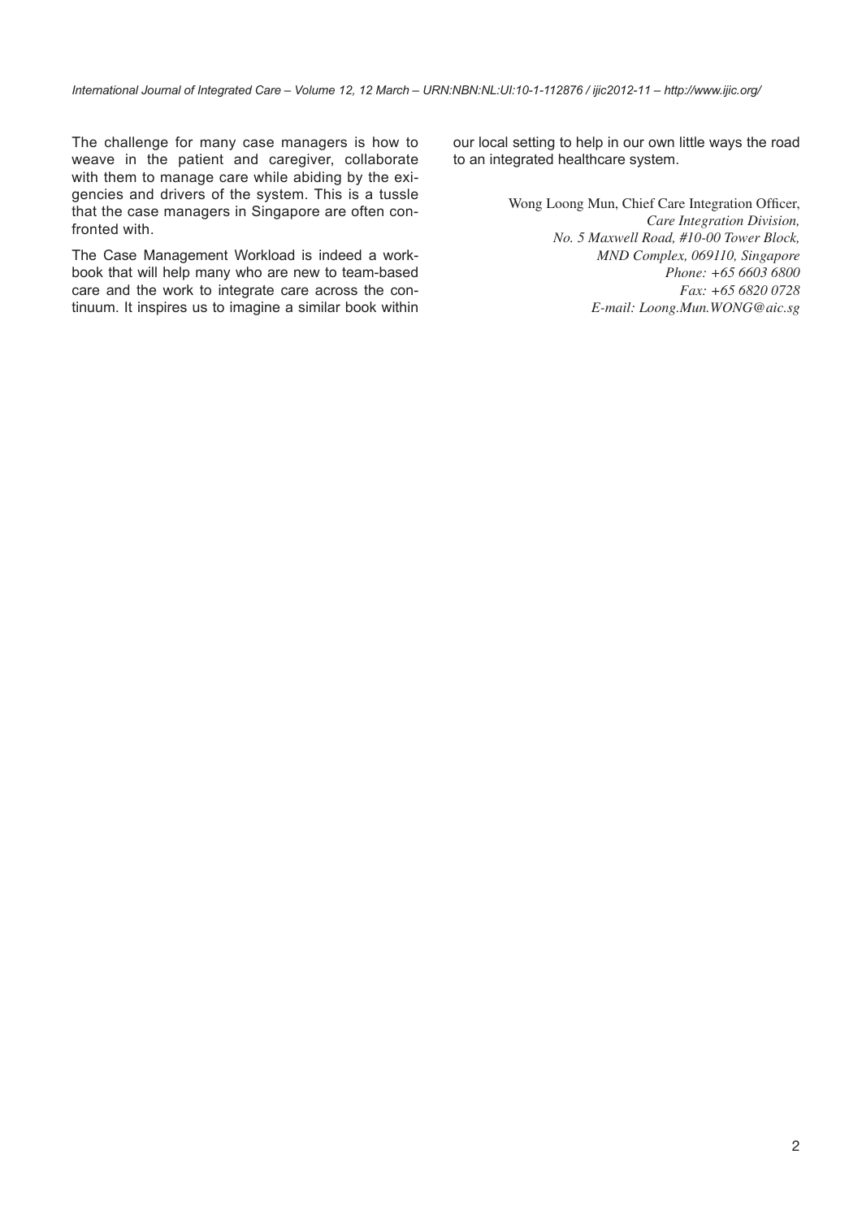The challenge for many case managers is how to weave in the patient and caregiver, collaborate with them to manage care while abiding by the exigencies and drivers of the system. This is a tussle that the case managers in Singapore are often confronted with.

The Case Management Workload is indeed a workbook that will help many who are new to team-based care and the work to integrate care across the continuum. It inspires us to imagine a similar book within our local setting to help in our own little ways the road to an integrated healthcare system.

Wong Loong Mun, Chief Care Integration Officer,
*Care Integration Division,*
*No. 5 Maxwell Road, #10-00 Tower Block,*
*MND Complex, 069110, Singapore*
*Phone: +65 6603 6800*
*Fax: +65 6820 0728*
*E-mail: Loong.Mun.WONG@aic.sg*